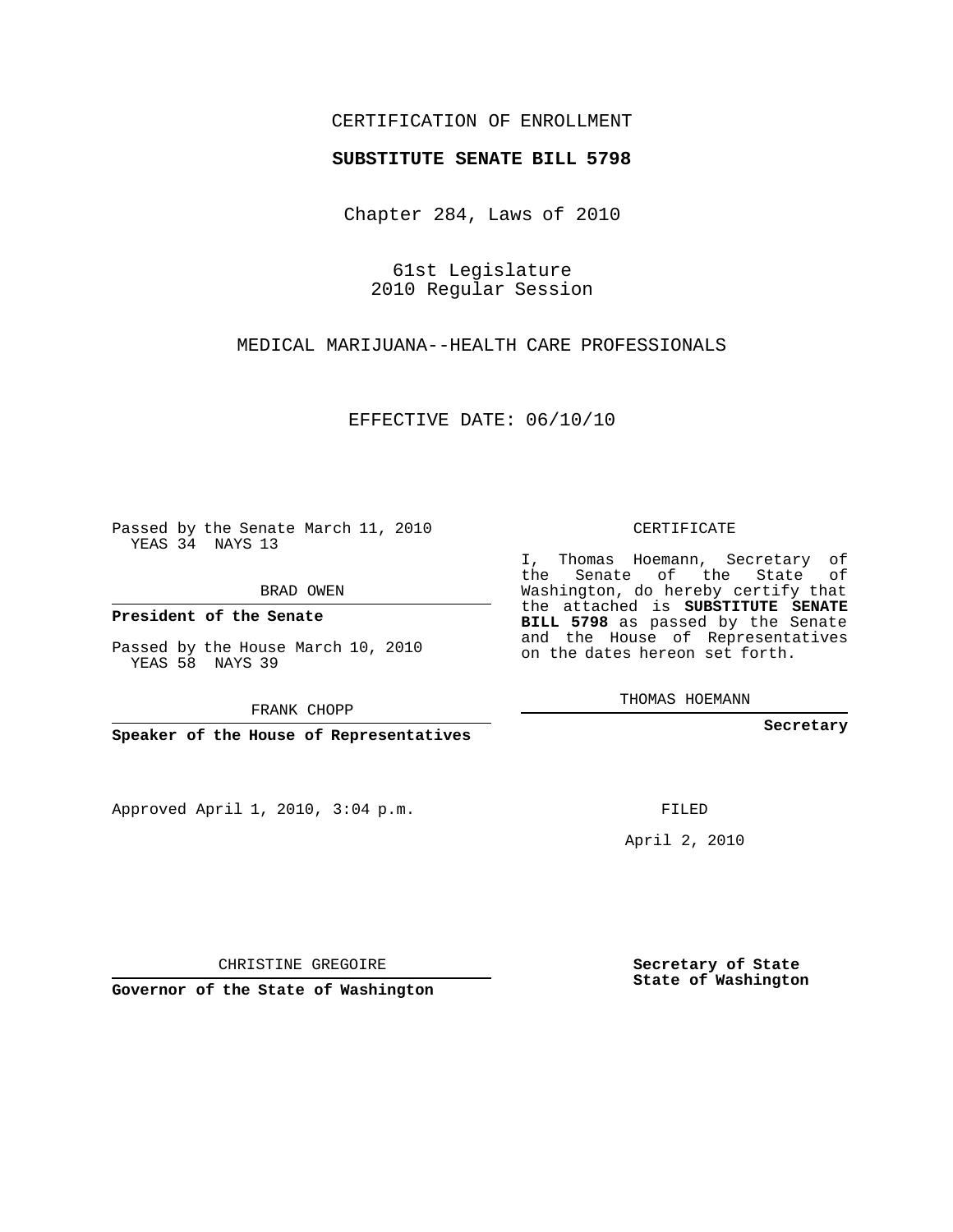CERTIFICATION OF ENROLLMENT

**SUBSTITUTE SENATE BILL 5798**

Chapter 284, Laws of 2010

61st Legislature
2010 Regular Session

MEDICAL MARIJUANA--HEALTH CARE PROFESSIONALS

EFFECTIVE DATE: 06/10/10

Passed by the Senate March 11, 2010
YEAS 34 NAYS 13

BRAD OWEN

**President of the Senate**

Passed by the House March 10, 2010
YEAS 58 NAYS 39

FRANK CHOPP

**Speaker of the House of Representatives**

CERTIFICATE

I, Thomas Hoemann, Secretary of the Senate of the State of Washington, do hereby certify that the attached is **SUBSTITUTE SENATE BILL 5798** as passed by the Senate and the House of Representatives on the dates hereon set forth.

THOMAS HOEMANN

**Secretary**

Approved April 1, 2010, 3:04 p.m.

FILED

April 2, 2010

CHRISTINE GREGOIRE

**Governor of the State of Washington**

**Secretary of State**
**State of Washington**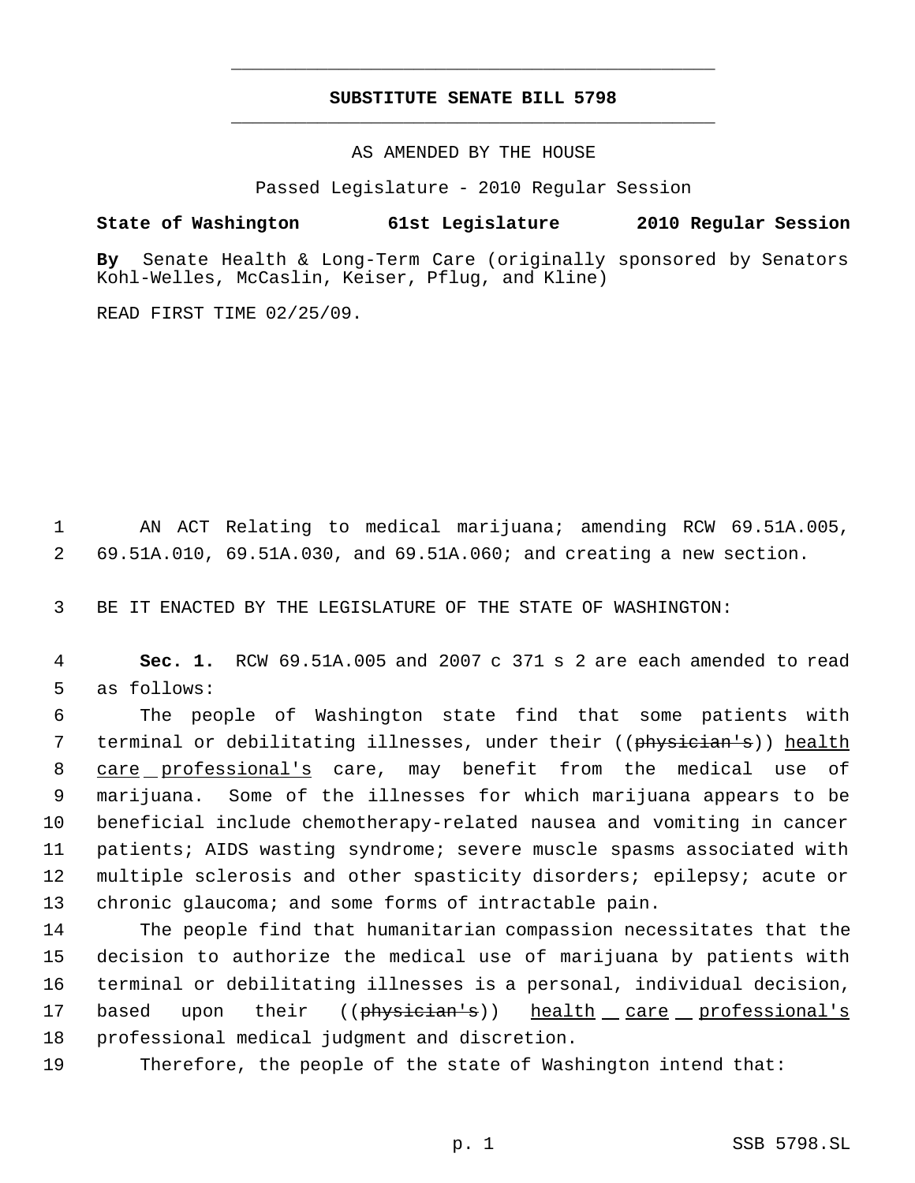## SUBSTITUTE SENATE BILL 5798

AS AMENDED BY THE HOUSE

Passed Legislature - 2010 Regular Session

**State of Washington 61st Legislature 2010 Regular Session**

**By** Senate Health & Long-Term Care (originally sponsored by Senators Kohl-Welles, McCaslin, Keiser, Pflug, and Kline)

READ FIRST TIME 02/25/09.

AN ACT Relating to medical marijuana; amending RCW 69.51A.005, 69.51A.010, 69.51A.030, and 69.51A.060; and creating a new section.

BE IT ENACTED BY THE LEGISLATURE OF THE STATE OF WASHINGTON:

**Sec. 1.** RCW 69.51A.005 and 2007 c 371 s 2 are each amended to read as follows:

The people of Washington state find that some patients with terminal or debilitating illnesses, under their ((~~physician's~~)) <u>health care professional's</u> care, may benefit from the medical use of marijuana. Some of the illnesses for which marijuana appears to be beneficial include chemotherapy-related nausea and vomiting in cancer patients; AIDS wasting syndrome; severe muscle spasms associated with multiple sclerosis and other spasticity disorders; epilepsy; acute or chronic glaucoma; and some forms of intractable pain.

The people find that humanitarian compassion necessitates that the decision to authorize the medical use of marijuana by patients with terminal or debilitating illnesses is a personal, individual decision, based upon their ((~~physician's~~)) <u>health care professional's</u> professional medical judgment and discretion.

Therefore, the people of the state of Washington intend that: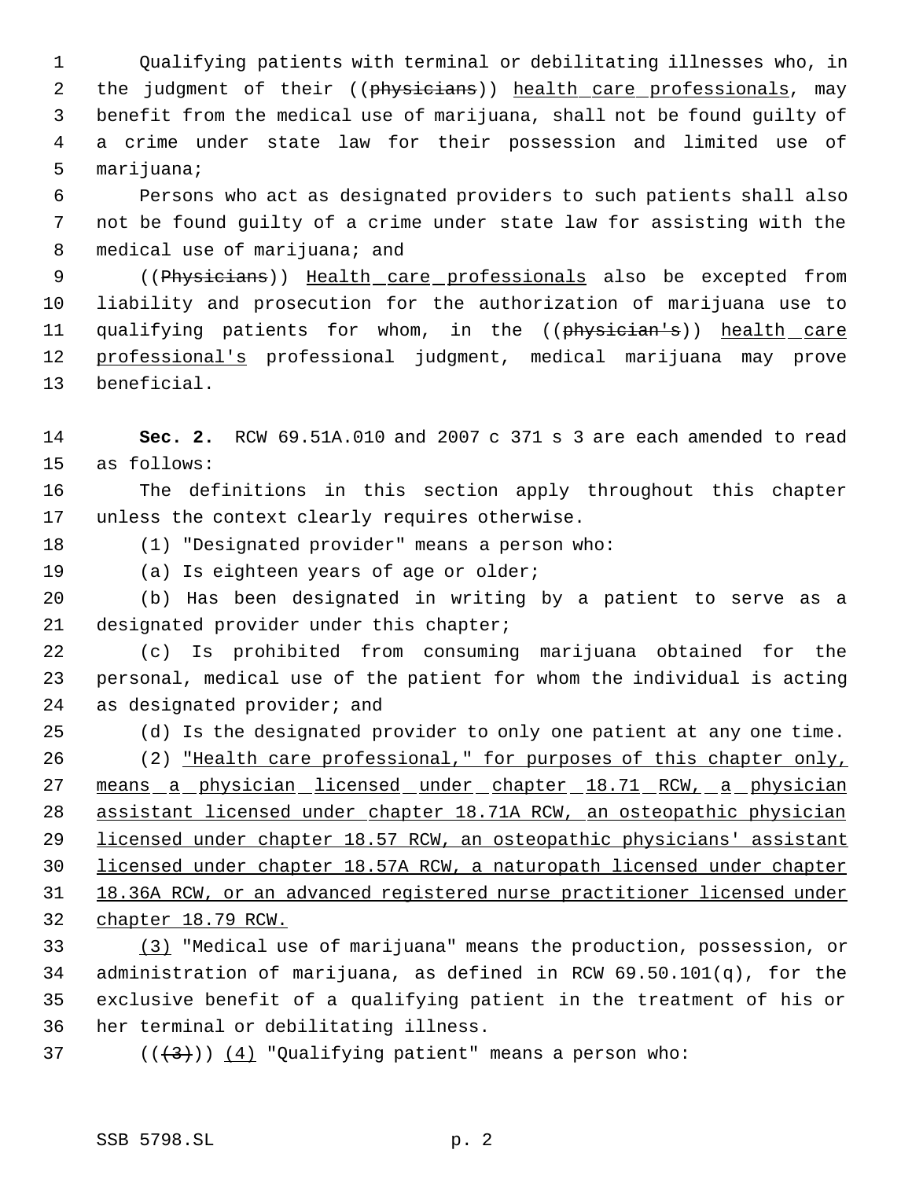Qualifying patients with terminal or debilitating illnesses who, in the judgment of their ((~~physicians~~)) <u>health care professionals</u>, may benefit from the medical use of marijuana, shall not be found guilty of a crime under state law for their possession and limited use of marijuana;

Persons who act as designated providers to such patients shall also not be found guilty of a crime under state law for assisting with the medical use of marijuana; and

((~~Physicians~~)) <u>Health care professionals</u> also be excepted from liability and prosecution for the authorization of marijuana use to qualifying patients for whom, in the ((~~physician's~~)) <u>health care professional's</u> professional judgment, medical marijuana may prove beneficial.

**Sec. 2.** RCW 69.51A.010 and 2007 c 371 s 3 are each amended to read as follows:

The definitions in this section apply throughout this chapter unless the context clearly requires otherwise.

(1) "Designated provider" means a person who:

(a) Is eighteen years of age or older;

(b) Has been designated in writing by a patient to serve as a designated provider under this chapter;

(c) Is prohibited from consuming marijuana obtained for the personal, medical use of the patient for whom the individual is acting as designated provider; and

(d) Is the designated provider to only one patient at any one time.

(2) <u>"Health care professional," for purposes of this chapter only, means a physician licensed under chapter 18.71 RCW, a physician assistant licensed under chapter 18.71A RCW, an osteopathic physician licensed under chapter 18.57 RCW, an osteopathic physicians' assistant licensed under chapter 18.57A RCW, a naturopath licensed under chapter 18.36A RCW, or an advanced registered nurse practitioner licensed under chapter 18.79 RCW.</u>

<u>(3)</u> "Medical use of marijuana" means the production, possession, or administration of marijuana, as defined in RCW 69.50.101(q), for the exclusive benefit of a qualifying patient in the treatment of his or her terminal or debilitating illness.

((~~(3)~~)) <u>(4)</u> "Qualifying patient" means a person who: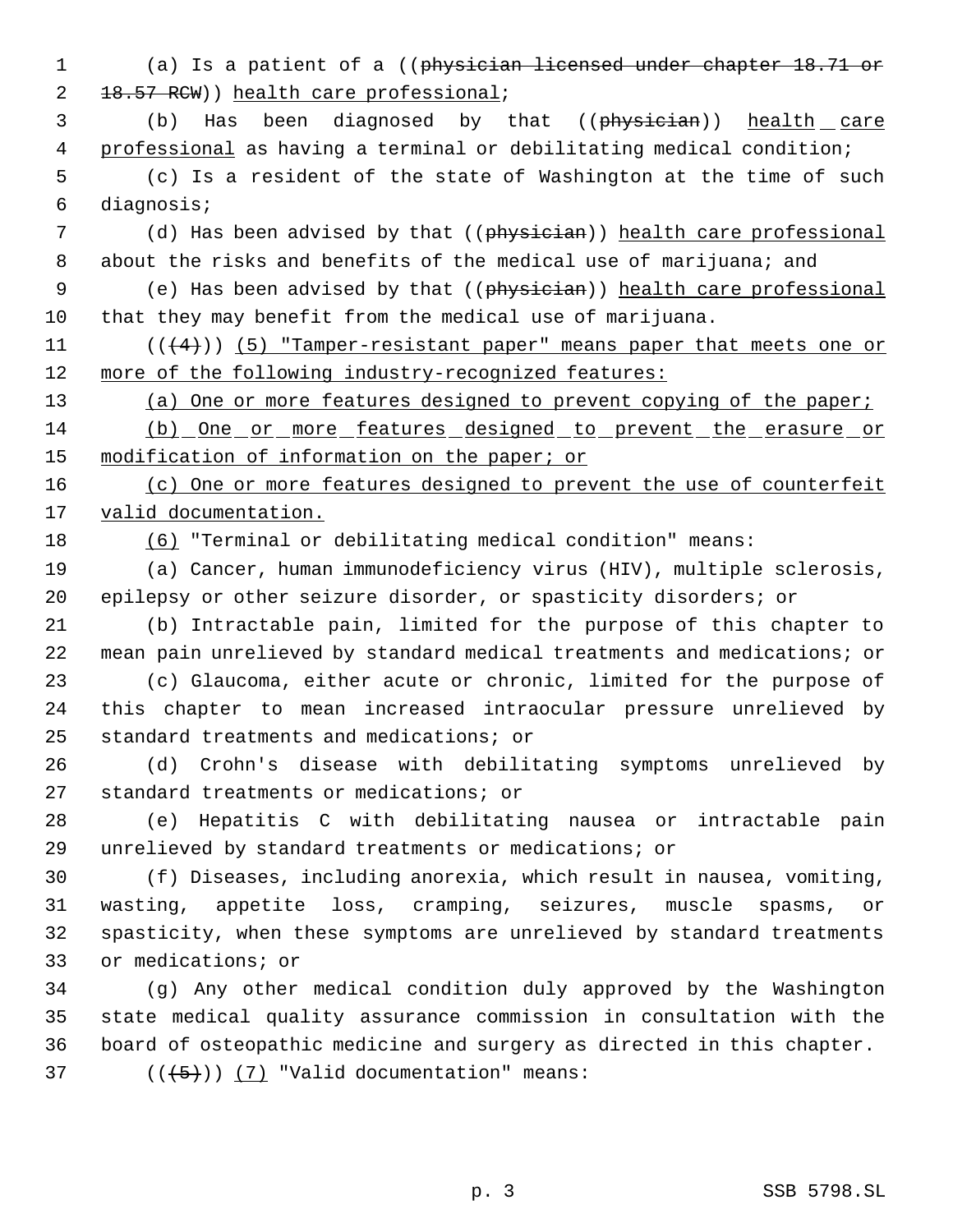(a) Is a patient of a ((~~physician licensed under chapter 18.71 or 18.57 RCW~~)) <u>health care professional</u>;

(b) Has been diagnosed by that ((~~physician~~)) <u>health care professional</u> as having a terminal or debilitating medical condition;

(c) Is a resident of the state of Washington at the time of such diagnosis;

(d) Has been advised by that ((~~physician~~)) <u>health care professional</u> about the risks and benefits of the medical use of marijuana; and

(e) Has been advised by that ((~~physician~~)) <u>health care professional</u> that they may benefit from the medical use of marijuana.

((~~(4)~~)) <u>(5) "Tamper-resistant paper" means paper that meets one or more of the following industry-recognized features:</u>

<u>(a) One or more features designed to prevent copying of the paper;</u>

<u>(b) One or more features designed to prevent the erasure or modification of information on the paper; or</u>

<u>(c) One or more features designed to prevent the use of counterfeit valid documentation.</u>

<u>(6)</u> "Terminal or debilitating medical condition" means:

(a) Cancer, human immunodeficiency virus (HIV), multiple sclerosis, epilepsy or other seizure disorder, or spasticity disorders; or

(b) Intractable pain, limited for the purpose of this chapter to mean pain unrelieved by standard medical treatments and medications; or

(c) Glaucoma, either acute or chronic, limited for the purpose of this chapter to mean increased intraocular pressure unrelieved by standard treatments and medications; or

(d) Crohn's disease with debilitating symptoms unrelieved by standard treatments or medications; or

(e) Hepatitis C with debilitating nausea or intractable pain unrelieved by standard treatments or medications; or

(f) Diseases, including anorexia, which result in nausea, vomiting, wasting, appetite loss, cramping, seizures, muscle spasms, or spasticity, when these symptoms are unrelieved by standard treatments or medications; or

(g) Any other medical condition duly approved by the Washington state medical quality assurance commission in consultation with the board of osteopathic medicine and surgery as directed in this chapter.

((~~(5)~~)) <u>(7)</u> "Valid documentation" means: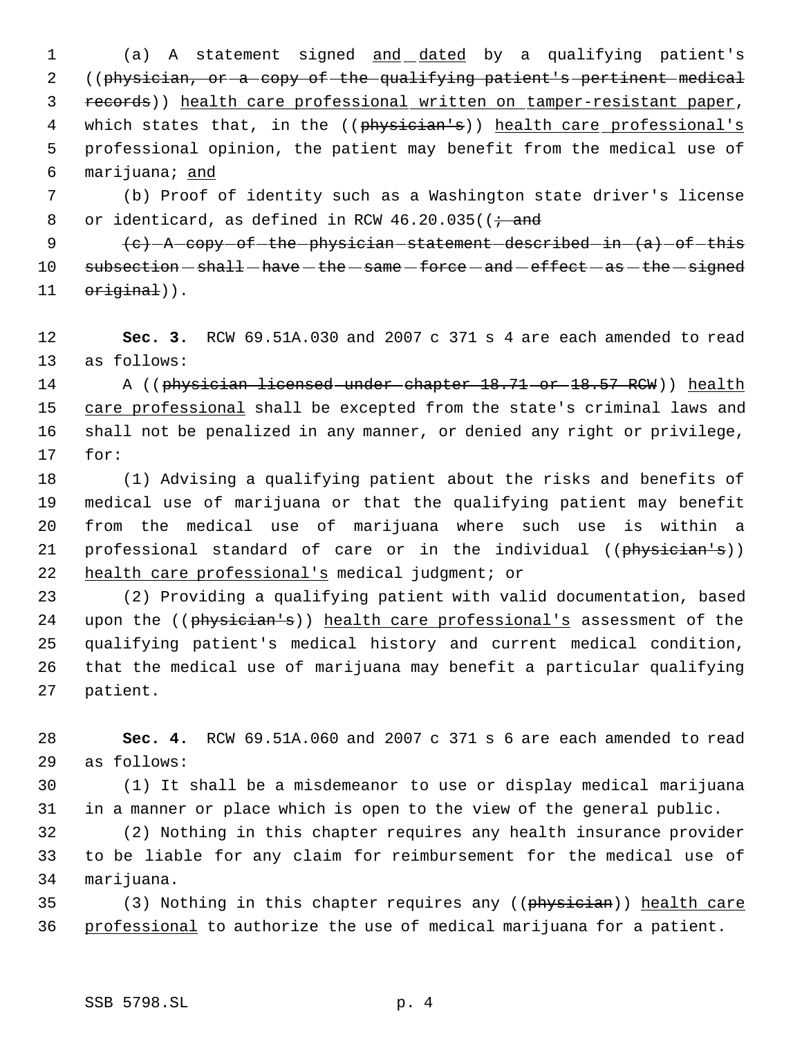(a) A statement signed and dated by a qualifying patient's ((~~physician, or a copy of the qualifying patient's pertinent medical records~~)) health care professional written on tamper-resistant paper, which states that, in the ((~~physician's~~)) health care professional's professional opinion, the patient may benefit from the medical use of marijuana; and

(b) Proof of identity such as a Washington state driver's license or identicard, as defined in RCW 46.20.035((~~; and~~

~~(c) A copy of the physician statement described in (a) of this subsection shall have the same force and effect as the signed original~~)).

**Sec. 3.** RCW 69.51A.030 and 2007 c 371 s 4 are each amended to read as follows:

A ((~~physician licensed under chapter 18.71 or 18.57 RCW~~)) health care professional shall be excepted from the state's criminal laws and shall not be penalized in any manner, or denied any right or privilege, for:

(1) Advising a qualifying patient about the risks and benefits of medical use of marijuana or that the qualifying patient may benefit from the medical use of marijuana where such use is within a professional standard of care or in the individual ((~~physician's~~)) health care professional's medical judgment; or

(2) Providing a qualifying patient with valid documentation, based upon the ((~~physician's~~)) health care professional's assessment of the qualifying patient's medical history and current medical condition, that the medical use of marijuana may benefit a particular qualifying patient.

**Sec. 4.** RCW 69.51A.060 and 2007 c 371 s 6 are each amended to read as follows:

(1) It shall be a misdemeanor to use or display medical marijuana in a manner or place which is open to the view of the general public.

(2) Nothing in this chapter requires any health insurance provider to be liable for any claim for reimbursement for the medical use of marijuana.

(3) Nothing in this chapter requires any ((~~physician~~)) health care professional to authorize the use of medical marijuana for a patient.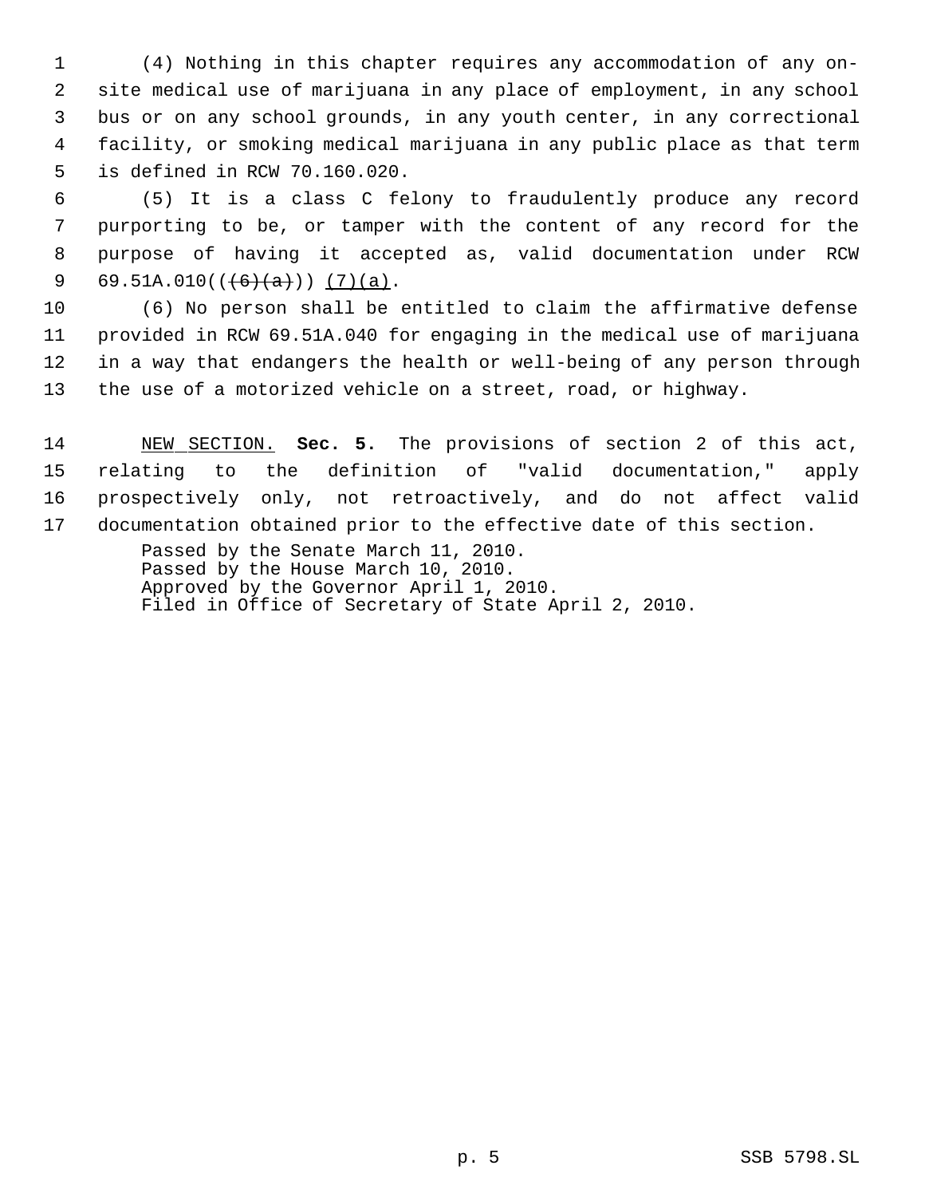(4) Nothing in this chapter requires any accommodation of any on-site medical use of marijuana in any place of employment, in any school bus or on any school grounds, in any youth center, in any correctional facility, or smoking medical marijuana in any public place as that term is defined in RCW 70.160.020.

(5) It is a class C felony to fraudulently produce any record purporting to be, or tamper with the content of any record for the purpose of having it accepted as, valid documentation under RCW 69.51A.010((~~(6)(a)~~)) <u>(7)(a)</u>.

(6) No person shall be entitled to claim the affirmative defense provided in RCW 69.51A.040 for engaging in the medical use of marijuana in a way that endangers the health or well-being of any person through the use of a motorized vehicle on a street, road, or highway.

<u>NEW SECTION.</u> **Sec. 5.** The provisions of section 2 of this act, relating to the definition of "valid documentation," apply prospectively only, not retroactively, and do not affect valid documentation obtained prior to the effective date of this section.

Passed by the Senate March 11, 2010.
Passed by the House March 10, 2010.
Approved by the Governor April 1, 2010.
Filed in Office of Secretary of State April 2, 2010.